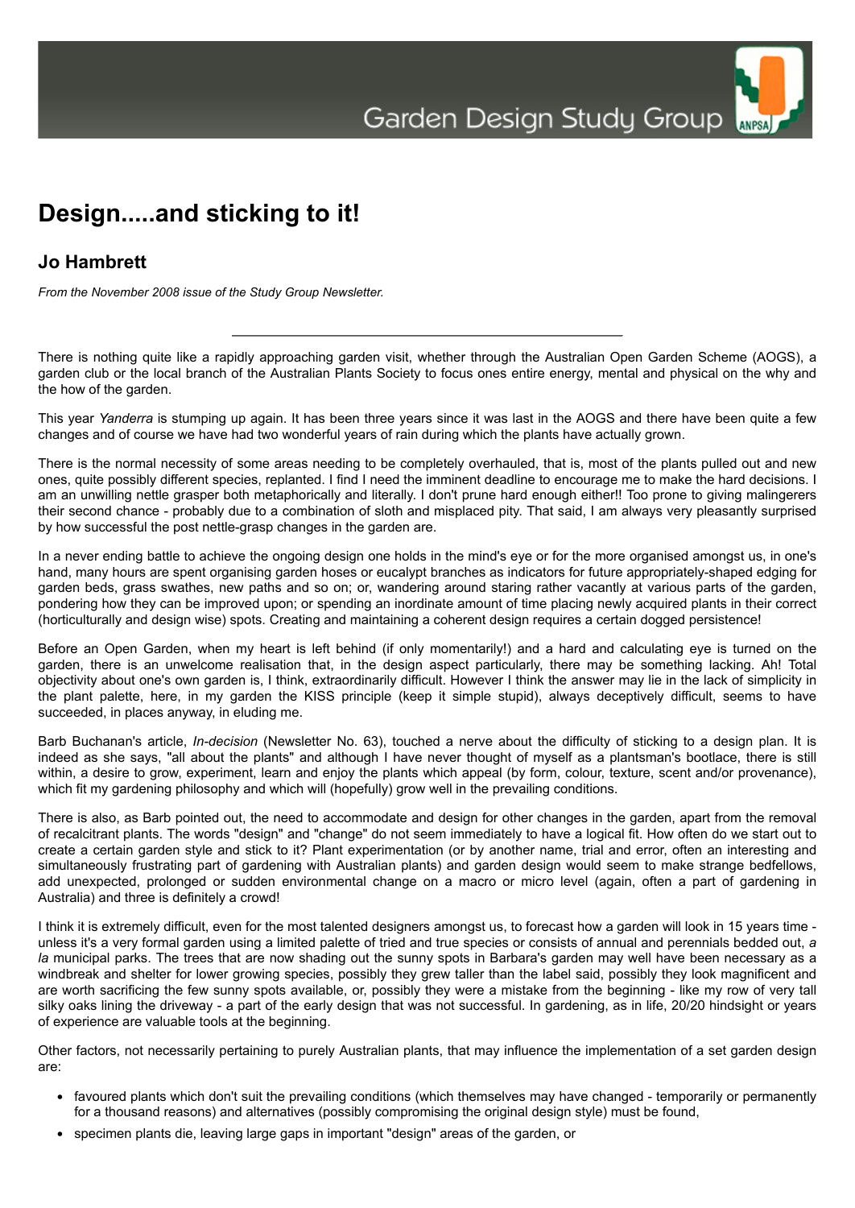# Design.....and sticking to it!

## Jo Hambrett

*From the November 2008 issue of the Study Group Newsletter.*

---

There is nothing quite like a rapidly approaching garden visit, whether through the Australian Open Garden Scheme (AOGS), a garden club or the local branch of the Australian Plants Society to focus ones entire energy, mental and physical on the why and the how of the garden.

This year *Yanderra* is stumping up again. It has been three years since it was last in the AOGS and there have been quite a few changes and of course we have had two wonderful years of rain during which the plants have actually grown.

There is the normal necessity of some areas needing to be completely overhauled, that is, most of the plants pulled out and new ones, quite possibly different species, replanted. I find I need the imminent deadline to encourage me to make the hard decisions. I am an unwilling nettle grasper both metaphorically and literally. I don't prune hard enough either!! Too prone to giving malingerers their second chance - probably due to a combination of sloth and misplaced pity. That said, I am always very pleasantly surprised by how successful the post nettle-grasp changes in the garden are.

In a never ending battle to achieve the ongoing design one holds in the mind's eye or for the more organised amongst us, in one's hand, many hours are spent organising garden hoses or eucalypt branches as indicators for future appropriately-shaped edging for garden beds, grass swathes, new paths and so on; or, wandering around staring rather vacantly at various parts of the garden, pondering how they can be improved upon; or spending an inordinate amount of time placing newly acquired plants in their correct (horticulturally and design wise) spots. Creating and maintaining a coherent design requires a certain dogged persistence!

Before an Open Garden, when my heart is left behind (if only momentarily!) and a hard and calculating eye is turned on the garden, there is an unwelcome realisation that, in the design aspect particularly, there may be something lacking. Ah! Total objectivity about one's own garden is, I think, extraordinarily difficult. However I think the answer may lie in the lack of simplicity in the plant palette, here, in my garden the KISS principle (keep it simple stupid), always deceptively difficult, seems to have succeeded, in places anyway, in eluding me.

Barb Buchanan's article, *In-decision* (Newsletter No. 63), touched a nerve about the difficulty of sticking to a design plan. It is indeed as she says, "all about the plants" and although I have never thought of myself as a plantsman's bootlace, there is still within, a desire to grow, experiment, learn and enjoy the plants which appeal (by form, colour, texture, scent and/or provenance), which fit my gardening philosophy and which will (hopefully) grow well in the prevailing conditions.

There is also, as Barb pointed out, the need to accommodate and design for other changes in the garden, apart from the removal of recalcitrant plants. The words "design" and "change" do not seem immediately to have a logical fit. How often do we start out to create a certain garden style and stick to it? Plant experimentation (or by another name, trial and error, often an interesting and simultaneously frustrating part of gardening with Australian plants) and garden design would seem to make strange bedfellows, add unexpected, prolonged or sudden environmental change on a macro or micro level (again, often a part of gardening in Australia) and three is definitely a crowd!

I think it is extremely difficult, even for the most talented designers amongst us, to forecast how a garden will look in 15 years time - unless it's a very formal garden using a limited palette of tried and true species or consists of annual and perennials bedded out, *a la* municipal parks. The trees that are now shading out the sunny spots in Barbara's garden may well have been necessary as a windbreak and shelter for lower growing species, possibly they grew taller than the label said, possibly they look magnificent and are worth sacrificing the few sunny spots available, or, possibly they were a mistake from the beginning - like my row of very tall silky oaks lining the driveway - a part of the early design that was not successful. In gardening, as in life, 20/20 hindsight or years of experience are valuable tools at the beginning.

Other factors, not necessarily pertaining to purely Australian plants, that may influence the implementation of a set garden design are:

- favoured plants which don't suit the prevailing conditions (which themselves may have changed - temporarily or permanently for a thousand reasons) and alternatives (possibly compromising the original design style) must be found,
- specimen plants die, leaving large gaps in important "design" areas of the garden, or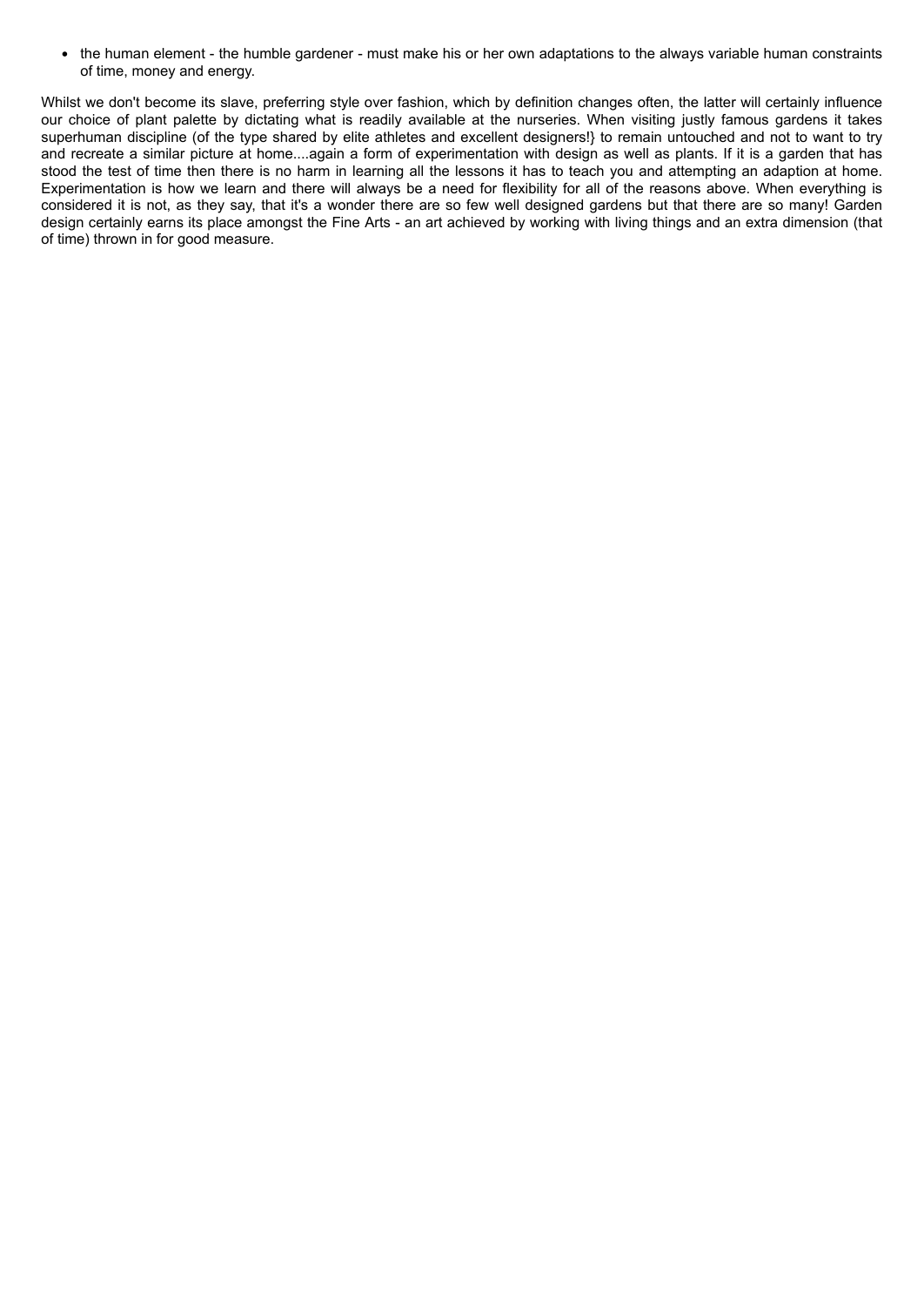- the human element - the humble gardener - must make his or her own adaptations to the always variable human constraints of time, money and energy.

Whilst we don't become its slave, preferring style over fashion, which by definition changes often, the latter will certainly influence our choice of plant palette by dictating what is readily available at the nurseries. When visiting justly famous gardens it takes superhuman discipline (of the type shared by elite athletes and excellent designers!} to remain untouched and not to want to try and recreate a similar picture at home....again a form of experimentation with design as well as plants. If it is a garden that has stood the test of time then there is no harm in learning all the lessons it has to teach you and attempting an adaption at home. Experimentation is how we learn and there will always be a need for flexibility for all of the reasons above. When everything is considered it is not, as they say, that it's a wonder there are so few well designed gardens but that there are so many! Garden design certainly earns its place amongst the Fine Arts - an art achieved by working with living things and an extra dimension (that of time) thrown in for good measure.